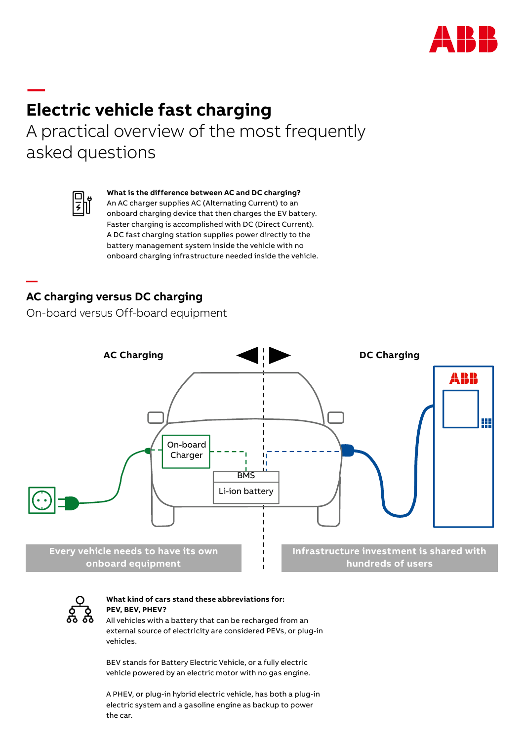# Electric vehicle fast charging

A practical overview of the most frequently asked questions

**What is the difference between AC and DC charging?**
An AC charger supplies AC (Alternating Current) to an onboard charging device that then charges the EV battery. Faster charging is accomplished with DC (Direct Current). A DC fast charging station supplies power directly to the battery management system inside the vehicle with no onboard charging infrastructure needed inside the vehicle.

## AC charging versus DC charging

On-board versus Off-board equipment

AC Charging

DC Charging

On-board Charger

BMS

Li-ion battery

Every vehicle needs to have its own onboard equipment

Infrastructure investment is shared with hundreds of users

**What kind of cars stand these abbreviations for: PEV, BEV, PHEV?**
All vehicles with a battery that can be recharged from an external source of electricity are considered PEVs, or plug-in vehicles.

BEV stands for Battery Electric Vehicle, or a fully electric vehicle powered by an electric motor with no gas engine.

A PHEV, or plug-in hybrid electric vehicle, has both a plug-in electric system and a gasoline engine as backup to power the car.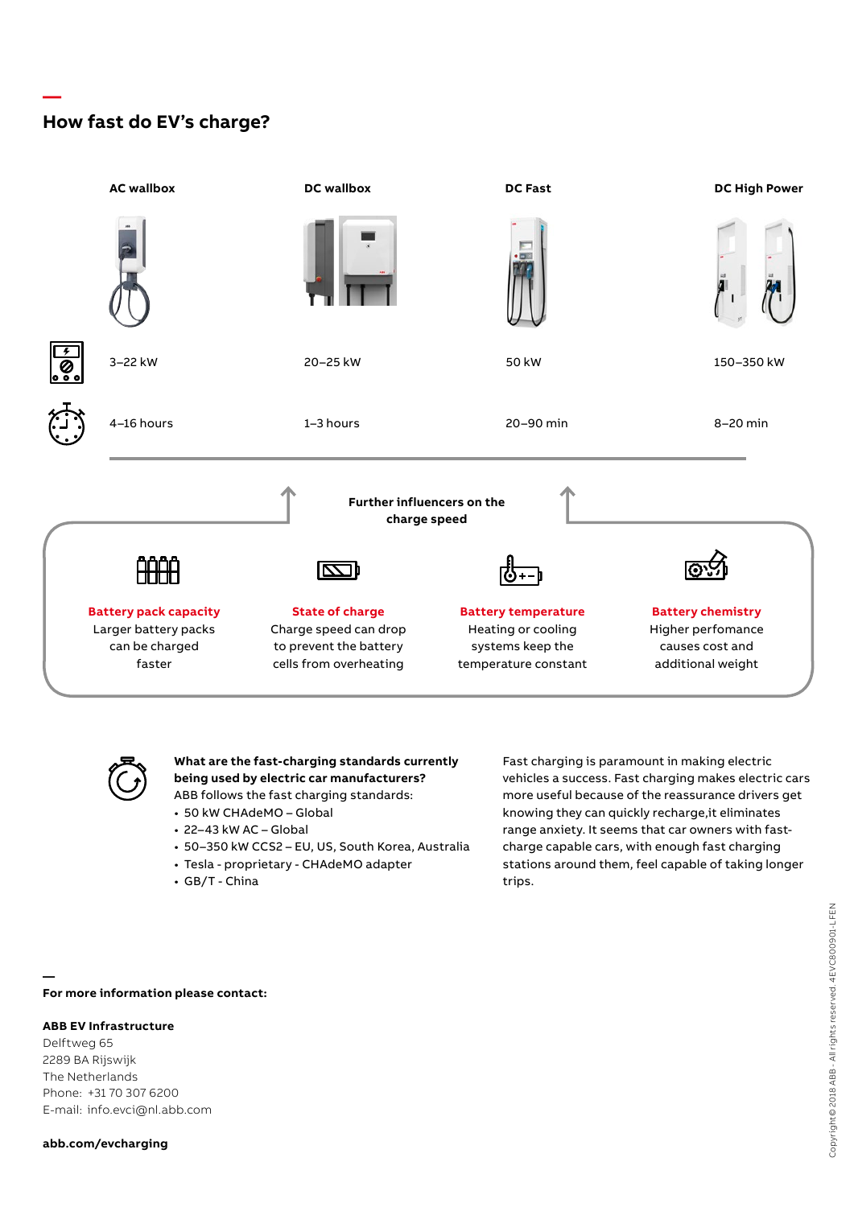## How fast do EV's charge?

| | AC wallbox | DC wallbox | DC Fast | DC High Power |
|---|---|---|---|---|
| Power | 3–22 kW | 20–25 kW | 50 kW | 150–350 kW |
| Time | 4–16 hours | 1–3 hours | 20–90 min | 8–20 min |

**Further influencers on the charge speed**

**Battery pack capacity**
Larger battery packs can be charged faster

**State of charge**
Charge speed can drop to prevent the battery cells from overheating

**Battery temperature**
Heating or cooling systems keep the temperature constant

**Battery chemistry**
Higher perfomance causes cost and additional weight

**What are the fast-charging standards currently being used by electric car manufacturers?**
ABB follows the fast charging standards:

- 50 kW CHAdeMO – Global
- 22–43 kW AC – Global
- 50–350 kW CCS2 – EU, US, South Korea, Australia
- Tesla - proprietary - CHAdeMO adapter
- GB/T - China

Fast charging is paramount in making electric vehicles a success. Fast charging makes electric cars more useful because of the reassurance drivers get knowing they can quickly recharge,it eliminates range anxiety. It seems that car owners with fast-charge capable cars, with enough fast charging stations around them, feel capable of taking longer trips.

**For more information please contact:**

**ABB EV Infrastructure**
Delftweg 65
2289 BA Rijswijk
The Netherlands
Phone: +31 70 307 6200
E-mail: info.evci@nl.abb.com

**abb.com/evcharging**

Copyright© 2018 ABB - All rights reserved. 4EVC800901-LFEN